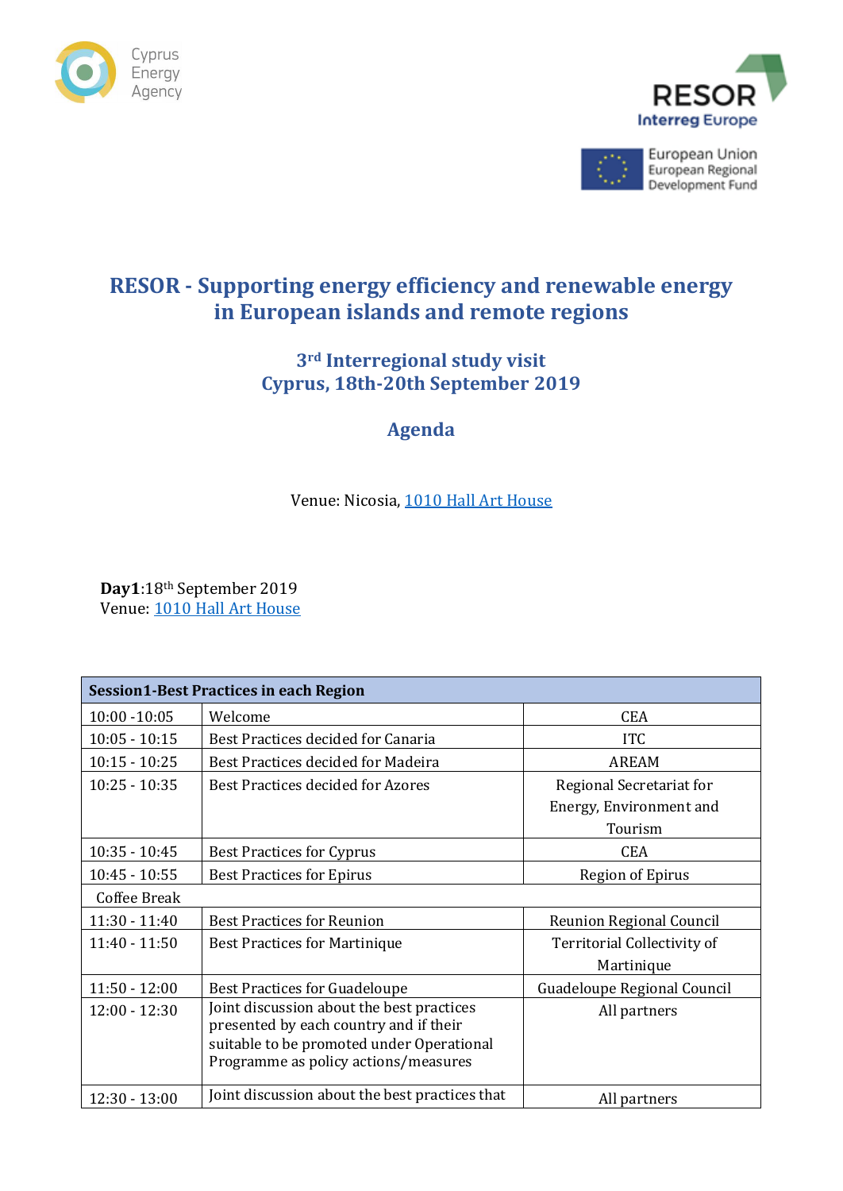Cyprus Energy Agency

RESOR
Interreg Europe

European Union
European Regional Development Fund

# RESOR - Supporting energy efficiency and renewable energy in European islands and remote regions

## 3rd Interregional study visit
## Cyprus, 18th-20th September 2019

## Agenda

Venue: Nicosia, [1010 Hall Art House](1010 Hall Art House)

**Day1**:18th September 2019
Venue: [1010 Hall Art House](1010 Hall Art House)

| **Session1-Best Practices in each Region** | | |
|---|---|---|
| 10:00 -10:05 | Welcome | CEA |
| 10:05 - 10:15 | Best Practices decided for Canaria | ITC |
| 10:15 - 10:25 | Best Practices decided for Madeira | AREAM |
| 10:25 - 10:35 | Best Practices decided for Azores | Regional Secretariat for Energy, Environment and Tourism |
| 10:35 - 10:45 | Best Practices for Cyprus | CEA |
| 10:45 - 10:55 | Best Practices for Epirus | Region of Epirus |
| Coffee Break | | |
| 11:30 - 11:40 | Best Practices for Reunion | Reunion Regional Council |
| 11:40 - 11:50 | Best Practices for Martinique | Territorial Collectivity of Martinique |
| 11:50 - 12:00 | Best Practices for Guadeloupe | Guadeloupe Regional Council |
| 12:00 - 12:30 | Joint discussion about the best practices presented by each country and if their suitable to be promoted under Operational Programme as policy actions/measures | All partners |
| 12:30 - 13:00 | Joint discussion about the best practices that | All partners |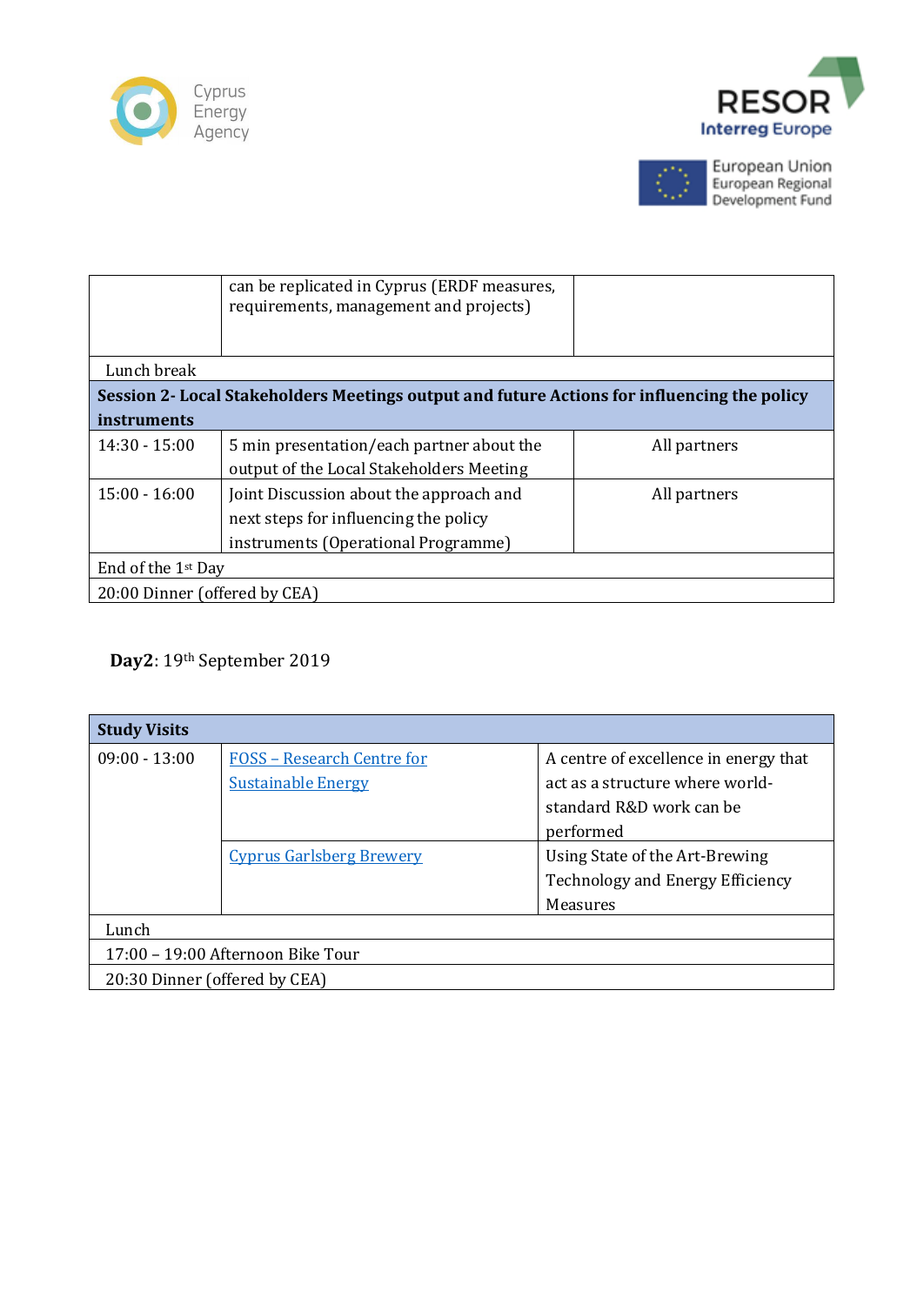|  | can be replicated in Cyprus (ERDF measures, requirements, management and projects) |  |
|---|---|---|
| Lunch break | | |
| **Session 2- Local Stakeholders Meetings output and future Actions for influencing the policy instruments** | | |
| 14:30 - 15:00 | 5 min presentation/each partner about the output of the Local Stakeholders Meeting | All partners |
| 15:00 - 16:00 | Joint Discussion about the approach and next steps for influencing the policy instruments (Operational Programme) | All partners |
| End of the 1st Day | | |
| 20:00 Dinner (offered by CEA) | | |

**Day2**: 19th September 2019

| **Study Visits** | | |
|---|---|---|
| 09:00 - 13:00 | FOSS – Research Centre for Sustainable Energy | A centre of excellence in energy that act as a structure where world-standard R&D work can be performed |
|  | Cyprus Garlsberg Brewery | Using State of the Art-Brewing Technology and Energy Efficiency Measures |
| Lunch | | |
| 17:00 – 19:00 Afternoon Bike Tour | | |
| 20:30 Dinner (offered by CEA) | | |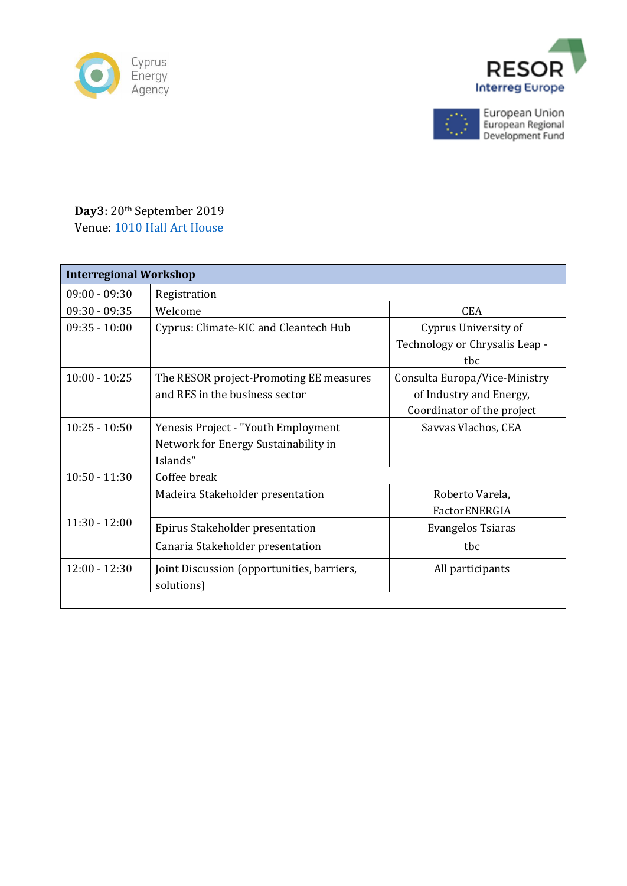Cyprus Energy Agency

RESOR
Interreg Europe

European Union
European Regional Development Fund

**Day3**: 20th September 2019
Venue: [1010 Hall Art House]

| Interregional Workshop | | |
|---|---|---|
| 09:00 - 09:30 | Registration | |
| 09:30 - 09:35 | Welcome | CEA |
| 09:35 - 10:00 | Cyprus: Climate-KIC and Cleantech Hub | Cyprus University of Technology or Chrysalis Leap - tbc |
| 10:00 - 10:25 | The RESOR project-Promoting EE measures and RES in the business sector | Consulta Europa/Vice-Ministry of Industry and Energy, Coordinator of the project |
| 10:25 - 10:50 | Yenesis Project - "Youth Employment Network for Energy Sustainability in Islands" | Savvas Vlachos, CEA |
| 10:50 - 11:30 | Coffee break | |
| 11:30 - 12:00 | Madeira Stakeholder presentation | Roberto Varela, FactorENERGIA |
| | Epirus Stakeholder presentation | Evangelos Tsiaras |
| | Canaria Stakeholder presentation | tbc |
| 12:00 - 12:30 | Joint Discussion (opportunities, barriers, solutions) | All participants |
| | | |